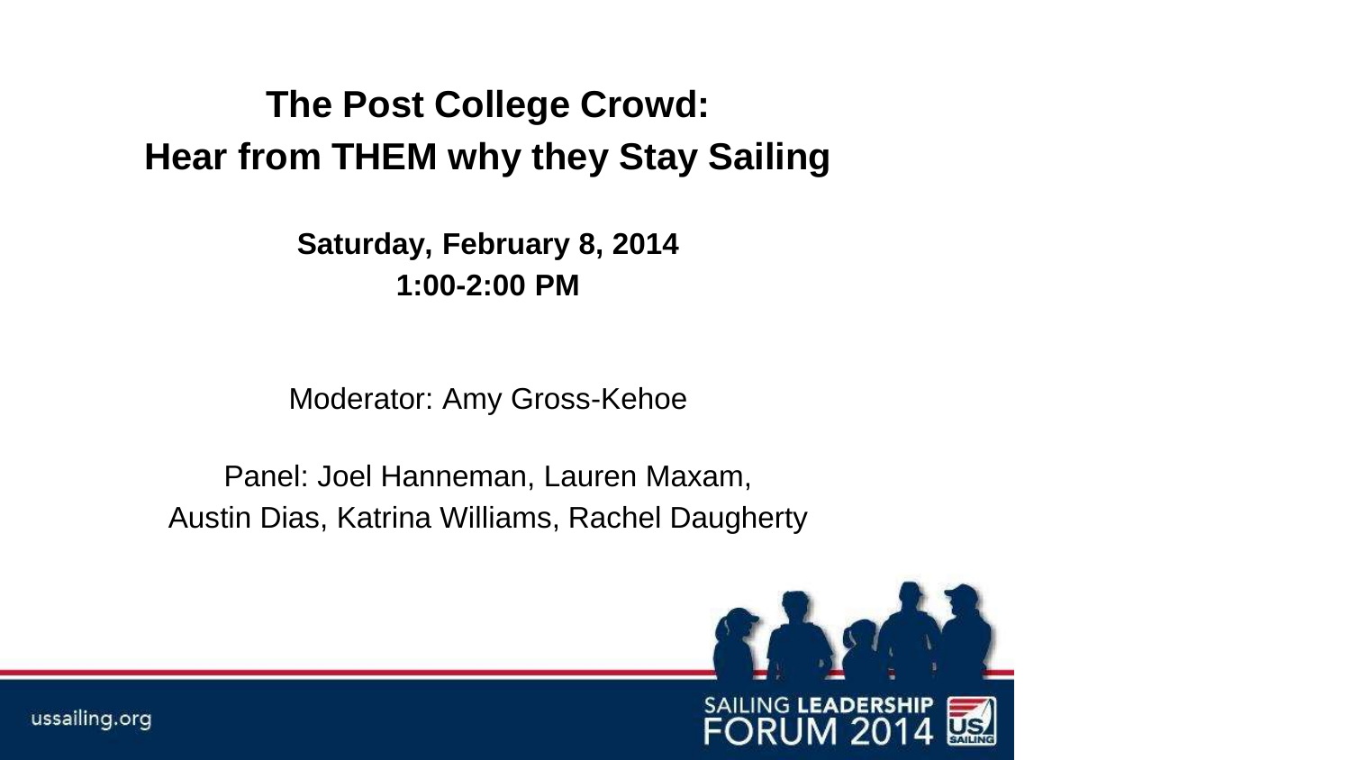# The Post College Crowd: Hear from THEM why they Stay Sailing

**Saturday, February 8, 2014**
**1:00-2:00 PM**

Moderator: Amy Gross-Kehoe

Panel: Joel Hanneman, Lauren Maxam, Austin Dias, Katrina Williams, Rachel Daugherty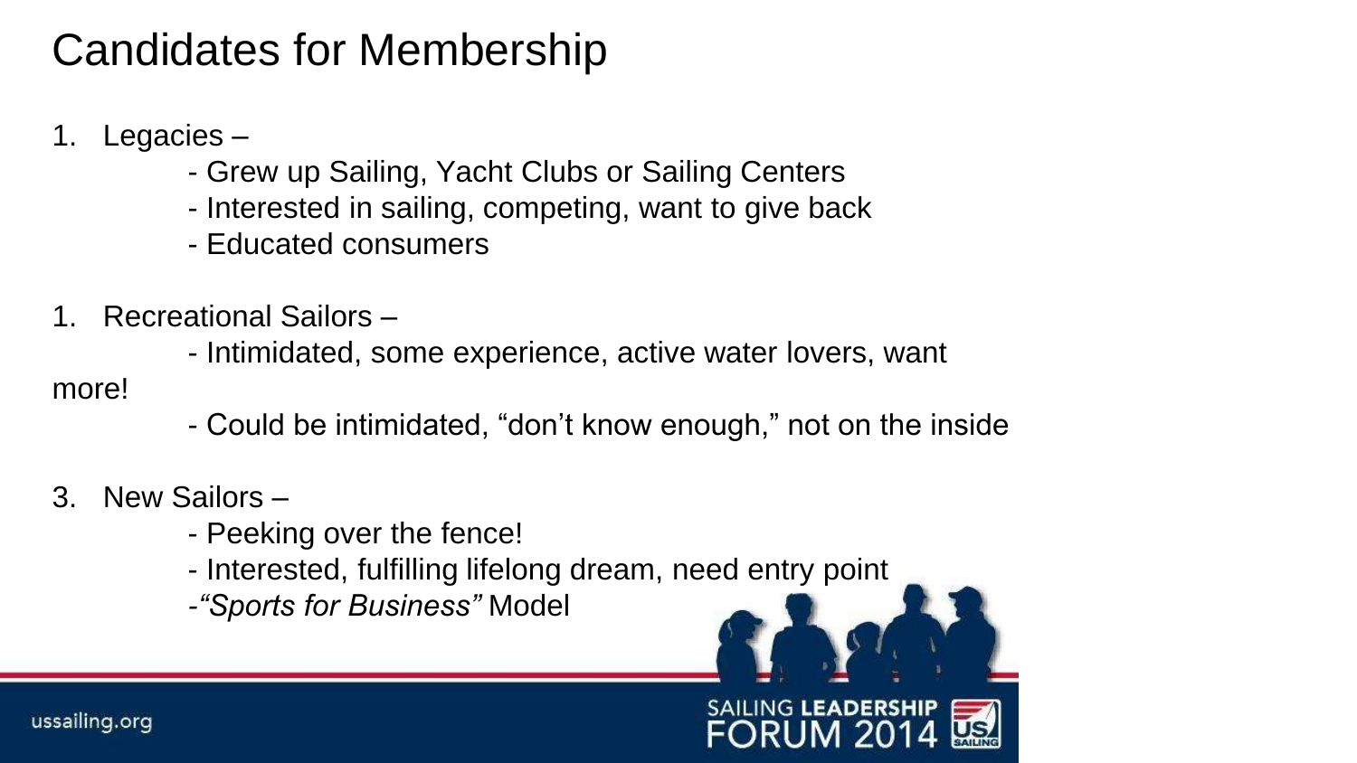# Candidates for Membership

1. Legacies –
   - Grew up Sailing, Yacht Clubs or Sailing Centers
   - Interested in sailing, competing, want to give back
   - Educated consumers

1. Recreational Sailors –
   - Intimidated, some experience, active water lovers, want more!
   - Could be intimidated, "don't know enough," not on the inside

3. New Sailors –
   - Peeking over the fence!
   - Interested, fulfilling lifelong dream, need entry point
   - *"Sports for Business"* Model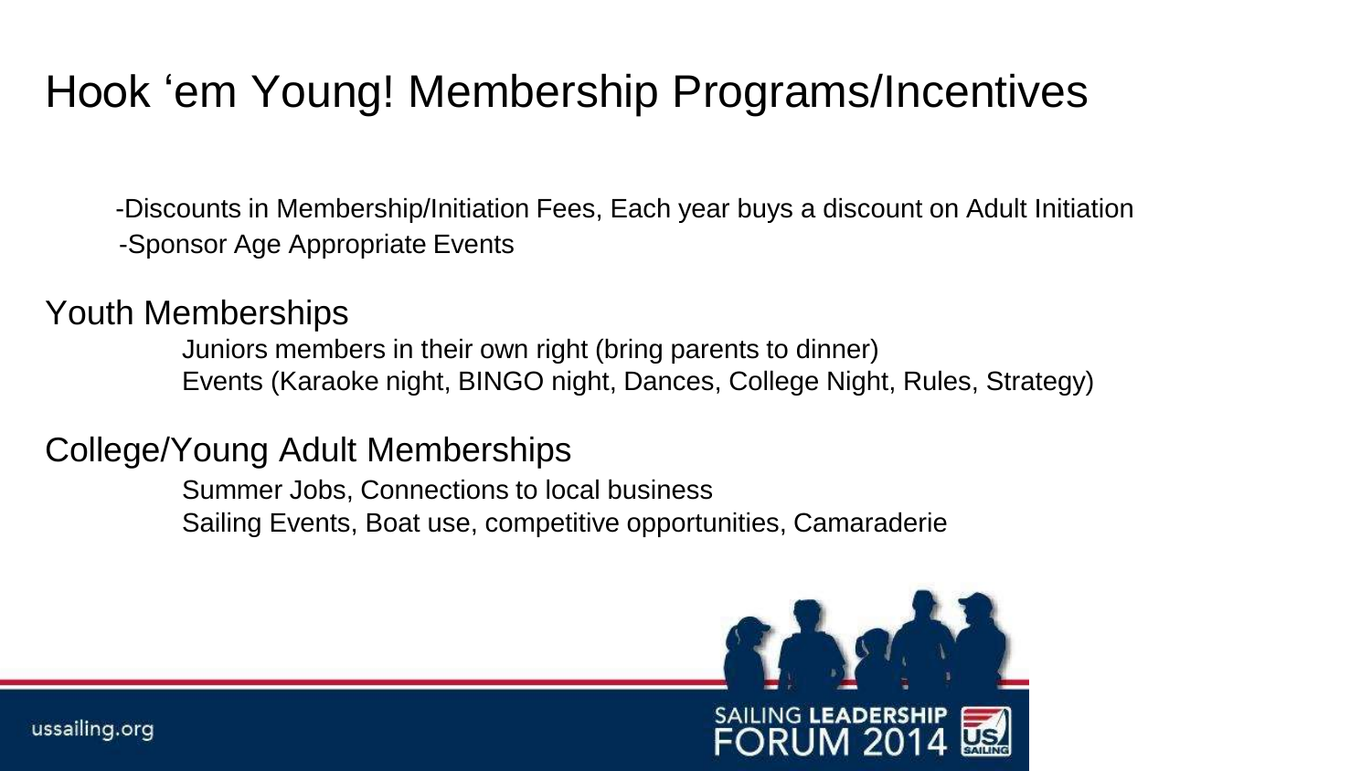# Hook 'em Young! Membership Programs/Incentives

-Discounts in Membership/Initiation Fees, Each year buys a discount on Adult Initiation
-Sponsor Age Appropriate Events

## Youth Memberships

Juniors members in their own right (bring parents to dinner)
Events (Karaoke night, BINGO night, Dances, College Night, Rules, Strategy)

## College/Young Adult Memberships

Summer Jobs, Connections to local business
Sailing Events, Boat use, competitive opportunities, Camaraderie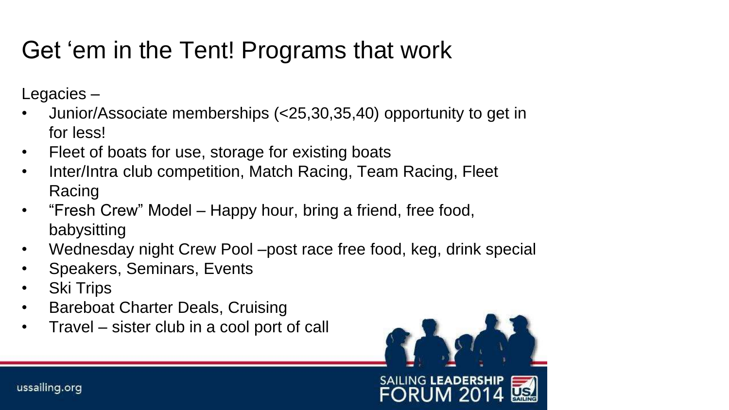# Get 'em in the Tent! Programs that work

Legacies –

- Junior/Associate memberships (<25,30,35,40) opportunity to get in for less!
- Fleet of boats for use, storage for existing boats
- Inter/Intra club competition, Match Racing, Team Racing, Fleet Racing
- "Fresh Crew" Model – Happy hour, bring a friend, free food, babysitting
- Wednesday night Crew Pool –post race free food, keg, drink special
- Speakers, Seminars, Events
- Ski Trips
- Bareboat Charter Deals, Cruising
- Travel – sister club in a cool port of call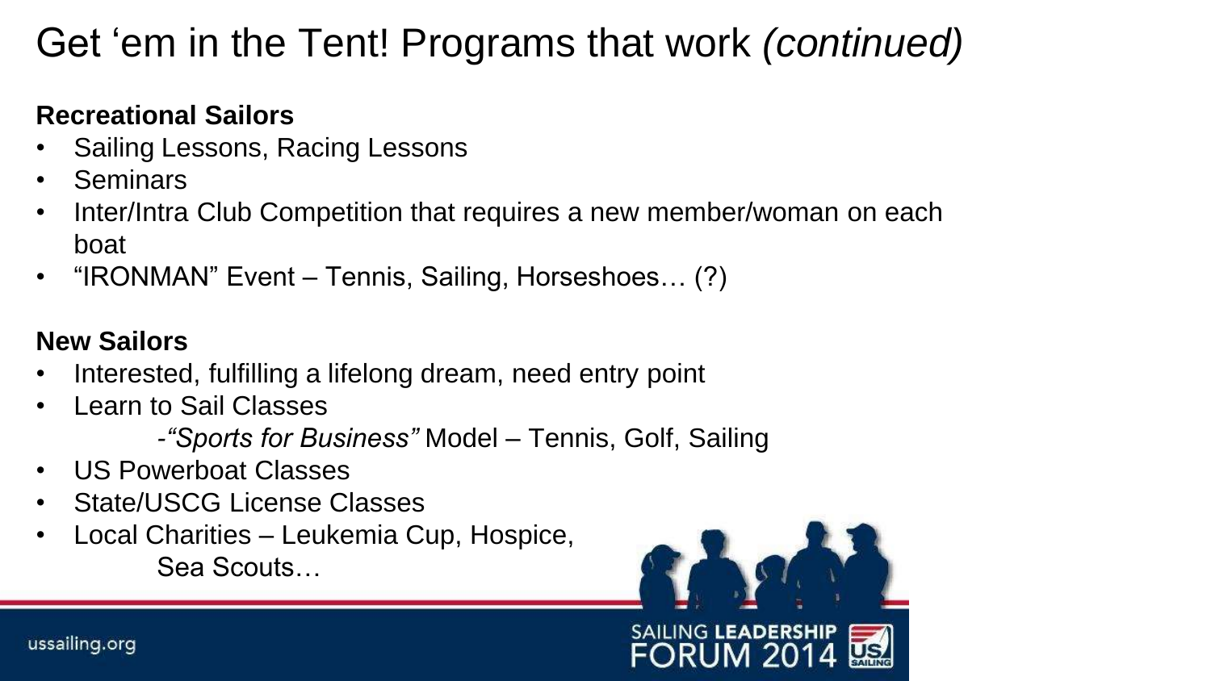# Get 'em in the Tent! Programs that work *(continued)*

**Recreational Sailors**

- Sailing Lessons, Racing Lessons
- Seminars
- Inter/Intra Club Competition that requires a new member/woman on each boat
- "IRONMAN" Event – Tennis, Sailing, Horseshoes… (?)

**New Sailors**

- Interested, fulfilling a lifelong dream, need entry point
- Learn to Sail Classes
  - *"Sports for Business"* Model – Tennis, Golf, Sailing
- US Powerboat Classes
- State/USCG License Classes
- Local Charities – Leukemia Cup, Hospice, Sea Scouts…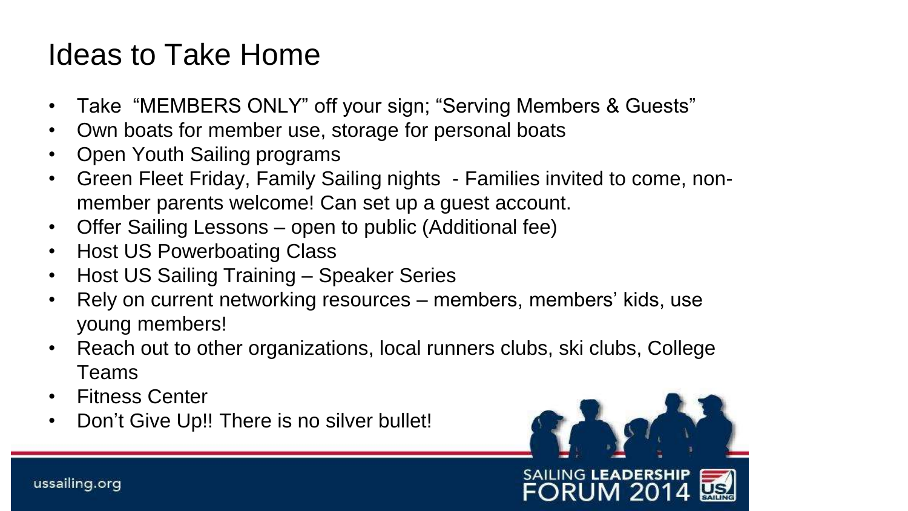# Ideas to Take Home

- Take "MEMBERS ONLY" off your sign; "Serving Members & Guests"
- Own boats for member use, storage for personal boats
- Open Youth Sailing programs
- Green Fleet Friday, Family Sailing nights - Families invited to come, non-member parents welcome! Can set up a guest account.
- Offer Sailing Lessons – open to public (Additional fee)
- Host US Powerboating Class
- Host US Sailing Training – Speaker Series
- Rely on current networking resources – members, members' kids, use young members!
- Reach out to other organizations, local runners clubs, ski clubs, College Teams
- Fitness Center
- Don't Give Up!! There is no silver bullet!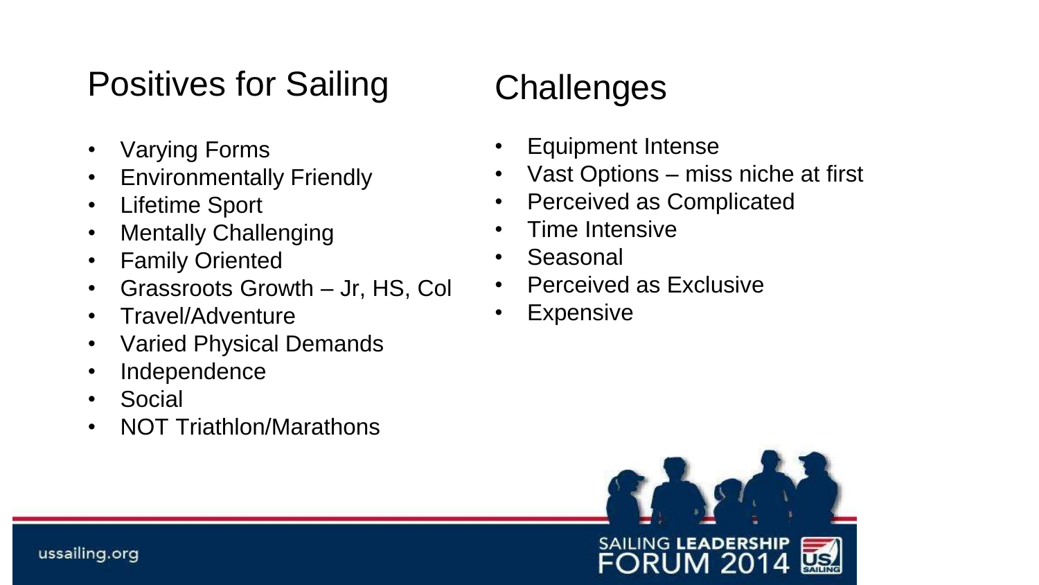## Positives for Sailing

- Varying Forms
- Environmentally Friendly
- Lifetime Sport
- Mentally Challenging
- Family Oriented
- Grassroots Growth – Jr, HS, Col
- Travel/Adventure
- Varied Physical Demands
- Independence
- Social
- NOT Triathlon/Marathons

## Challenges

- Equipment Intense
- Vast Options – miss niche at first
- Perceived as Complicated
- Time Intensive
- Seasonal
- Perceived as Exclusive
- Expensive